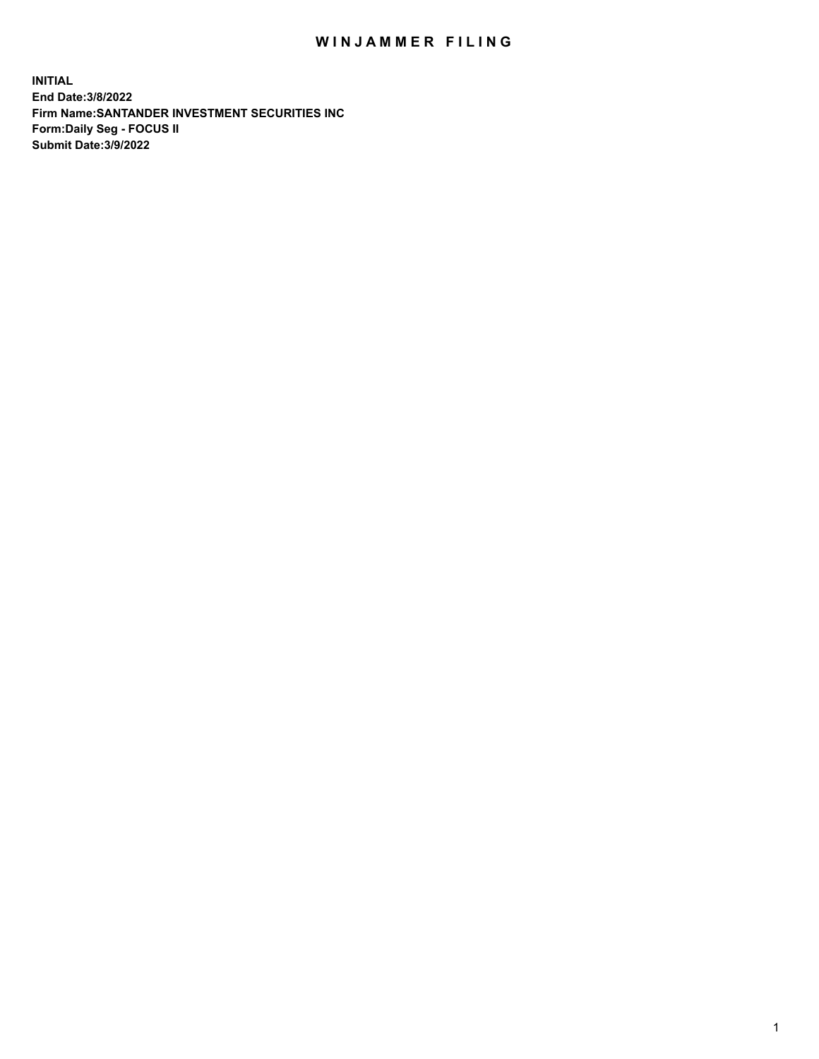# WINJAMMER FILING

**INITIAL**
**End Date:3/8/2022**
**Firm Name:SANTANDER INVESTMENT SECURITIES INC**
**Form:Daily Seg - FOCUS II**
**Submit Date:3/9/2022**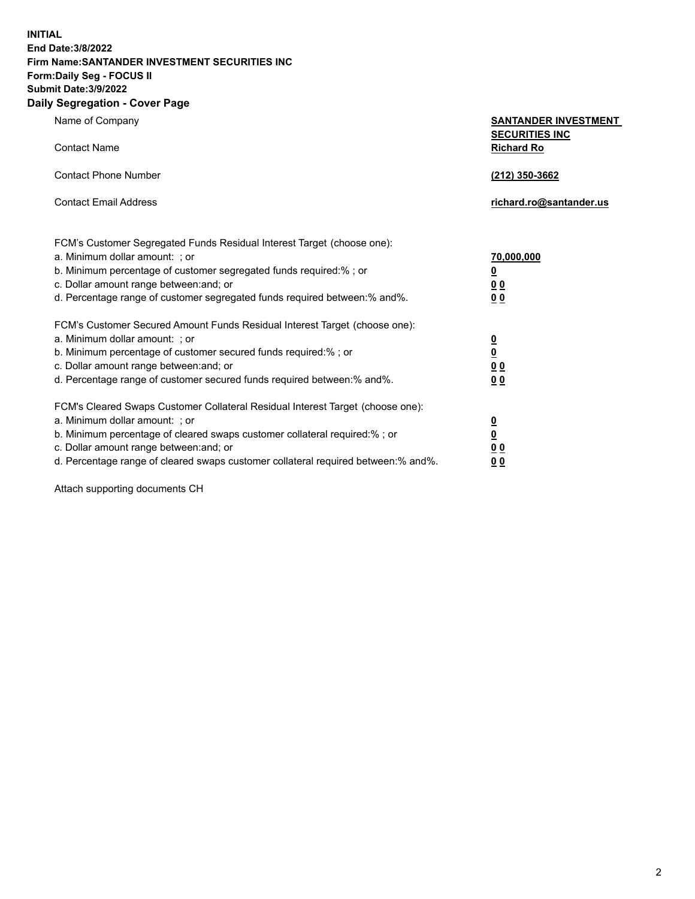**INITIAL**
**End Date:3/8/2022**
**Firm Name:SANTANDER INVESTMENT SECURITIES INC**
**Form:Daily Seg - FOCUS II**
**Submit Date:3/9/2022**

## Daily Segregation - Cover Page

| | |
|---|---|
| Name of Company | **SANTANDER INVESTMENT SECURITIES INC** |
| Contact Name | **Richard Ro** |
| Contact Phone Number | **(212) 350-3662** |
| Contact Email Address | **richard.ro@santander.us** |

| | |
|---|---|
| FCM's Customer Segregated Funds Residual Interest Target (choose one): | |
| a. Minimum dollar amount: ; or | **70,000,000** |
| b. Minimum percentage of customer segregated funds required:% ; or | **0** |
| c. Dollar amount range between:and; or | **0 0** |
| d. Percentage range of customer segregated funds required between:% and%. | **0 0** |
| FCM's Customer Secured Amount Funds Residual Interest Target (choose one): | |
| a. Minimum dollar amount: ; or | **0** |
| b. Minimum percentage of customer secured funds required:% ; or | **0** |
| c. Dollar amount range between:and; or | **0 0** |
| d. Percentage range of customer secured funds required between:% and%. | **0 0** |
| FCM's Cleared Swaps Customer Collateral Residual Interest Target (choose one): | |
| a. Minimum dollar amount: ; or | **0** |
| b. Minimum percentage of cleared swaps customer collateral required:% ; or | **0** |
| c. Dollar amount range between:and; or | **0 0** |
| d. Percentage range of cleared swaps customer collateral required between:% and%. | **0 0** |

Attach supporting documents CH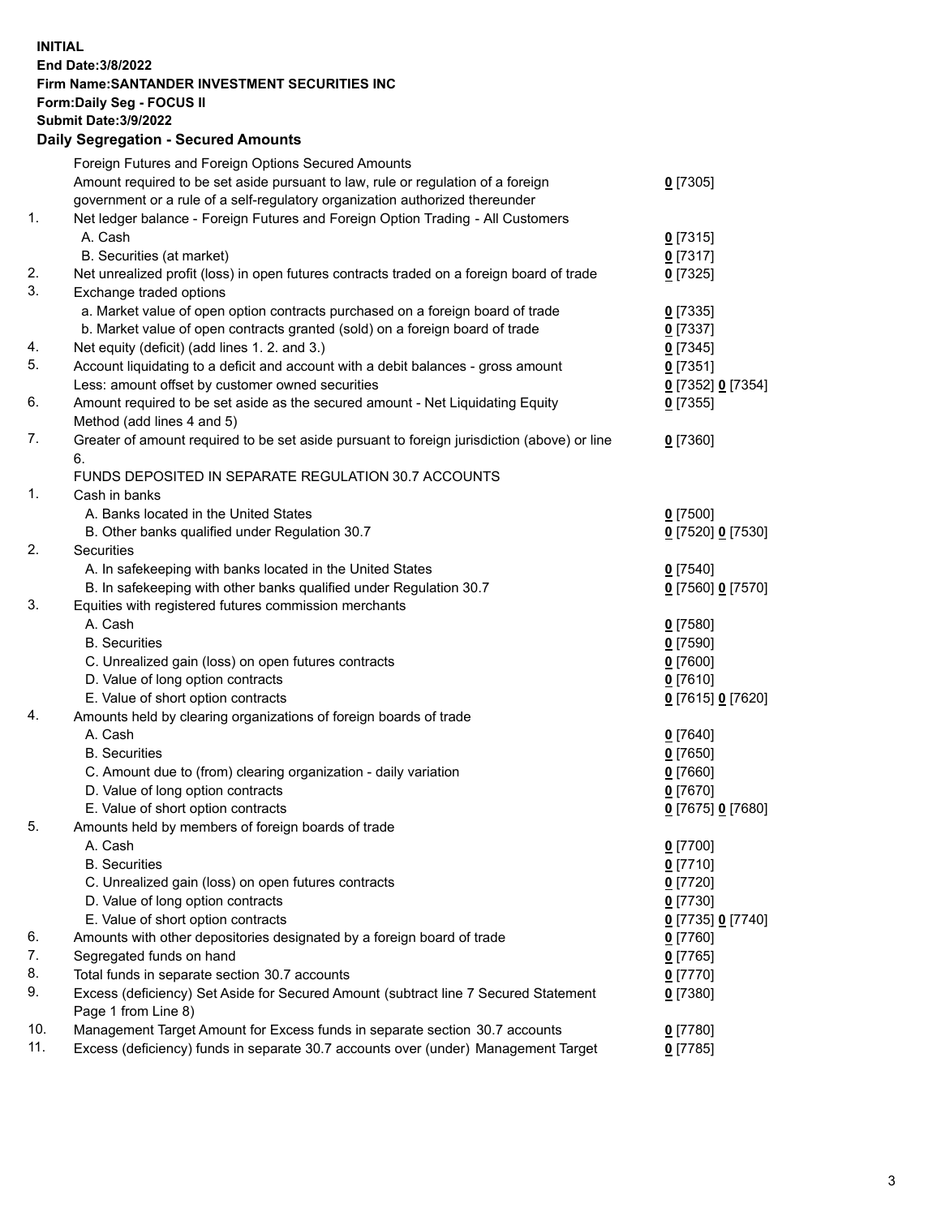**INITIAL**
**End Date:3/8/2022**
**Firm Name:SANTANDER INVESTMENT SECURITIES INC**
**Form:Daily Seg - FOCUS II**
**Submit Date:3/9/2022**

## Daily Segregation - Secured Amounts

| | | |
|---|---|---|
| | Foreign Futures and Foreign Options Secured Amounts | |
| | Amount required to be set aside pursuant to law, rule or regulation of a foreign government or a rule of a self-regulatory organization authorized thereunder | 0 [7305] |
| 1. | Net ledger balance - Foreign Futures and Foreign Option Trading - All Customers | |
| | A. Cash | 0 [7315] |
| | B. Securities (at market) | 0 [7317] |
| 2. | Net unrealized profit (loss) in open futures contracts traded on a foreign board of trade | 0 [7325] |
| 3. | Exchange traded options | |
| | a. Market value of open option contracts purchased on a foreign board of trade | 0 [7335] |
| | b. Market value of open contracts granted (sold) on a foreign board of trade | 0 [7337] |
| 4. | Net equity (deficit) (add lines 1. 2. and 3.) | 0 [7345] |
| 5. | Account liquidating to a deficit and account with a debit balances - gross amount | 0 [7351] |
| | Less: amount offset by customer owned securities | 0 [7352] 0 [7354] |
| 6. | Amount required to be set aside as the secured amount - Net Liquidating Equity Method (add lines 4 and 5) | 0 [7355] |
| 7. | Greater of amount required to be set aside pursuant to foreign jurisdiction (above) or line 6. | 0 [7360] |
| | FUNDS DEPOSITED IN SEPARATE REGULATION 30.7 ACCOUNTS | |
| 1. | Cash in banks | |
| | A. Banks located in the United States | 0 [7500] |
| | B. Other banks qualified under Regulation 30.7 | 0 [7520] 0 [7530] |
| 2. | Securities | |
| | A. In safekeeping with banks located in the United States | 0 [7540] |
| | B. In safekeeping with other banks qualified under Regulation 30.7 | 0 [7560] 0 [7570] |
| 3. | Equities with registered futures commission merchants | |
| | A. Cash | 0 [7580] |
| | B. Securities | 0 [7590] |
| | C. Unrealized gain (loss) on open futures contracts | 0 [7600] |
| | D. Value of long option contracts | 0 [7610] |
| | E. Value of short option contracts | 0 [7615] 0 [7620] |
| 4. | Amounts held by clearing organizations of foreign boards of trade | |
| | A. Cash | 0 [7640] |
| | B. Securities | 0 [7650] |
| | C. Amount due to (from) clearing organization - daily variation | 0 [7660] |
| | D. Value of long option contracts | 0 [7670] |
| | E. Value of short option contracts | 0 [7675] 0 [7680] |
| 5. | Amounts held by members of foreign boards of trade | |
| | A. Cash | 0 [7700] |
| | B. Securities | 0 [7710] |
| | C. Unrealized gain (loss) on open futures contracts | 0 [7720] |
| | D. Value of long option contracts | 0 [7730] |
| | E. Value of short option contracts | 0 [7735] 0 [7740] |
| 6. | Amounts with other depositories designated by a foreign board of trade | 0 [7760] |
| 7. | Segregated funds on hand | 0 [7765] |
| 8. | Total funds in separate section 30.7 accounts | 0 [7770] |
| 9. | Excess (deficiency) Set Aside for Secured Amount (subtract line 7 Secured Statement Page 1 from Line 8) | 0 [7380] |
| 10. | Management Target Amount for Excess funds in separate section 30.7 accounts | 0 [7780] |
| 11. | Excess (deficiency) funds in separate 30.7 accounts over (under) Management Target | 0 [7785] |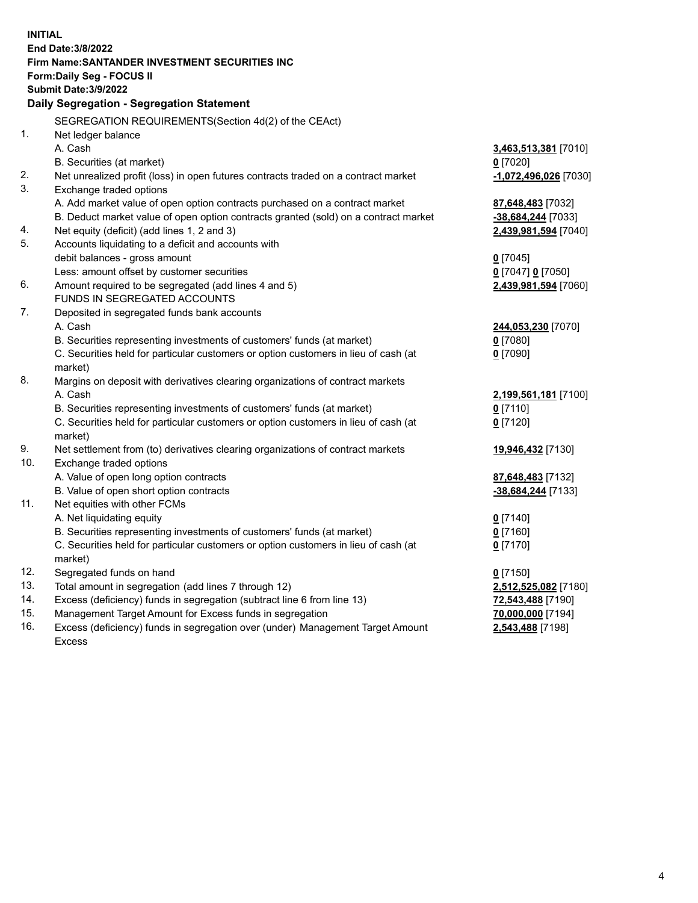**INITIAL**
**End Date:3/8/2022**
**Firm Name:SANTANDER INVESTMENT SECURITIES INC**
**Form:Daily Seg - FOCUS II**
**Submit Date:3/9/2022**

## Daily Segregation - Segregation Statement

SEGREGATION REQUIREMENTS(Section 4d(2) of the CEAct)

| | | |
|---|---|---|
| 1. | Net ledger balance | |
| | A. Cash | **3,463,513,381** [7010] |
| | B. Securities (at market) | **0** [7020] |
| 2. | Net unrealized profit (loss) in open futures contracts traded on a contract market | **-1,072,496,026** [7030] |
| 3. | Exchange traded options | |
| | A. Add market value of open option contracts purchased on a contract market | **87,648,483** [7032] |
| | B. Deduct market value of open option contracts granted (sold) on a contract market | **-38,684,244** [7033] |
| 4. | Net equity (deficit) (add lines 1, 2 and 3) | **2,439,981,594** [7040] |
| 5. | Accounts liquidating to a deficit and accounts with debit balances - gross amount | **0** [7045] |
| | Less: amount offset by customer securities | **0** [7047] **0** [7050] |
| 6. | Amount required to be segregated (add lines 4 and 5) | **2,439,981,594** [7060] |
| | FUNDS IN SEGREGATED ACCOUNTS | |
| 7. | Deposited in segregated funds bank accounts | |
| | A. Cash | **244,053,230** [7070] |
| | B. Securities representing investments of customers' funds (at market) | **0** [7080] |
| | C. Securities held for particular customers or option customers in lieu of cash (at market) | **0** [7090] |
| 8. | Margins on deposit with derivatives clearing organizations of contract markets | |
| | A. Cash | **2,199,561,181** [7100] |
| | B. Securities representing investments of customers' funds (at market) | **0** [7110] |
| | C. Securities held for particular customers or option customers in lieu of cash (at market) | **0** [7120] |
| 9. | Net settlement from (to) derivatives clearing organizations of contract markets | **19,946,432** [7130] |
| 10. | Exchange traded options | |
| | A. Value of open long option contracts | **87,648,483** [7132] |
| | B. Value of open short option contracts | **-38,684,244** [7133] |
| 11. | Net equities with other FCMs | |
| | A. Net liquidating equity | **0** [7140] |
| | B. Securities representing investments of customers' funds (at market) | **0** [7160] |
| | C. Securities held for particular customers or option customers in lieu of cash (at market) | **0** [7170] |
| 12. | Segregated funds on hand | **0** [7150] |
| 13. | Total amount in segregation (add lines 7 through 12) | **2,512,525,082** [7180] |
| 14. | Excess (deficiency) funds in segregation (subtract line 6 from line 13) | **72,543,488** [7190] |
| 15. | Management Target Amount for Excess funds in segregation | **70,000,000** [7194] |
| 16. | Excess (deficiency) funds in segregation over (under) Management Target Amount Excess | **2,543,488** [7198] |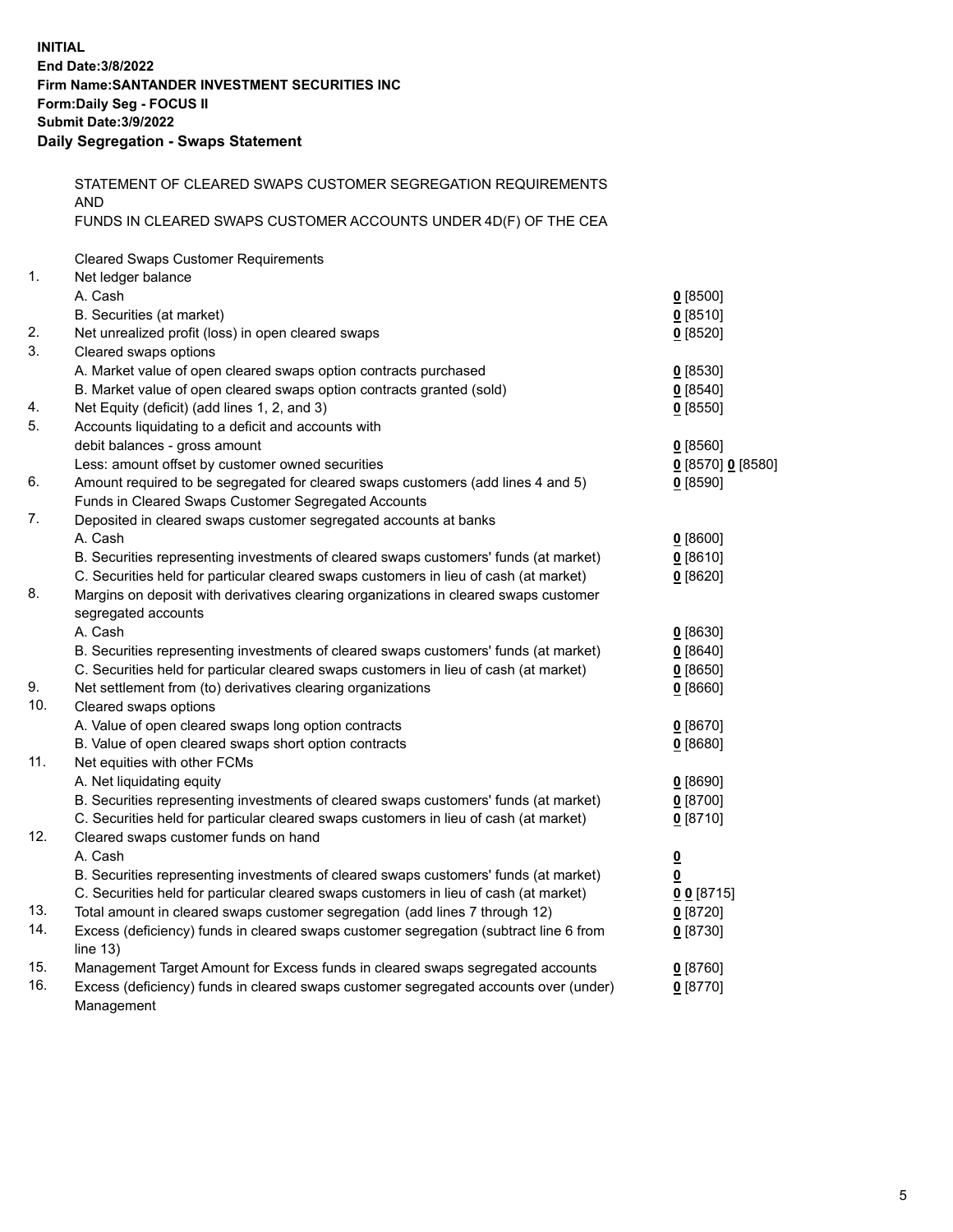**INITIAL**
**End Date:3/8/2022**
**Firm Name:SANTANDER INVESTMENT SECURITIES INC**
**Form:Daily Seg - FOCUS II**
**Submit Date:3/9/2022**
**Daily Segregation - Swaps Statement**

STATEMENT OF CLEARED SWAPS CUSTOMER SEGREGATION REQUIREMENTS AND FUNDS IN CLEARED SWAPS CUSTOMER ACCOUNTS UNDER 4D(F) OF THE CEA

| | | |
|---|---|---|
| | Cleared Swaps Customer Requirements | |
| 1. | Net ledger balance | |
| | A. Cash | 0 [8500] |
| | B. Securities (at market) | 0 [8510] |
| 2. | Net unrealized profit (loss) in open cleared swaps | 0 [8520] |
| 3. | Cleared swaps options | |
| | A. Market value of open cleared swaps option contracts purchased | 0 [8530] |
| | B. Market value of open cleared swaps option contracts granted (sold) | 0 [8540] |
| 4. | Net Equity (deficit) (add lines 1, 2, and 3) | 0 [8550] |
| 5. | Accounts liquidating to a deficit and accounts with debit balances - gross amount | 0 [8560] |
| | Less: amount offset by customer owned securities | 0 [8570] 0 [8580] |
| 6. | Amount required to be segregated for cleared swaps customers (add lines 4 and 5) | 0 [8590] |
| | Funds in Cleared Swaps Customer Segregated Accounts | |
| 7. | Deposited in cleared swaps customer segregated accounts at banks | |
| | A. Cash | 0 [8600] |
| | B. Securities representing investments of cleared swaps customers' funds (at market) | 0 [8610] |
| | C. Securities held for particular cleared swaps customers in lieu of cash (at market) | 0 [8620] |
| 8. | Margins on deposit with derivatives clearing organizations in cleared swaps customer segregated accounts | |
| | A. Cash | 0 [8630] |
| | B. Securities representing investments of cleared swaps customers' funds (at market) | 0 [8640] |
| | C. Securities held for particular cleared swaps customers in lieu of cash (at market) | 0 [8650] |
| 9. | Net settlement from (to) derivatives clearing organizations | 0 [8660] |
| 10. | Cleared swaps options | |
| | A. Value of open cleared swaps long option contracts | 0 [8670] |
| | B. Value of open cleared swaps short option contracts | 0 [8680] |
| 11. | Net equities with other FCMs | |
| | A. Net liquidating equity | 0 [8690] |
| | B. Securities representing investments of cleared swaps customers' funds (at market) | 0 [8700] |
| | C. Securities held for particular cleared swaps customers in lieu of cash (at market) | 0 [8710] |
| 12. | Cleared swaps customer funds on hand | |
| | A. Cash | 0 |
| | B. Securities representing investments of cleared swaps customers' funds (at market) | 0 |
| | C. Securities held for particular cleared swaps customers in lieu of cash (at market) | 0 0 [8715] |
| 13. | Total amount in cleared swaps customer segregation (add lines 7 through 12) | 0 [8720] |
| 14. | Excess (deficiency) funds in cleared swaps customer segregation (subtract line 6 from line 13) | 0 [8730] |
| 15. | Management Target Amount for Excess funds in cleared swaps segregated accounts | 0 [8760] |
| 16. | Excess (deficiency) funds in cleared swaps customer segregated accounts over (under) Management | 0 [8770] |